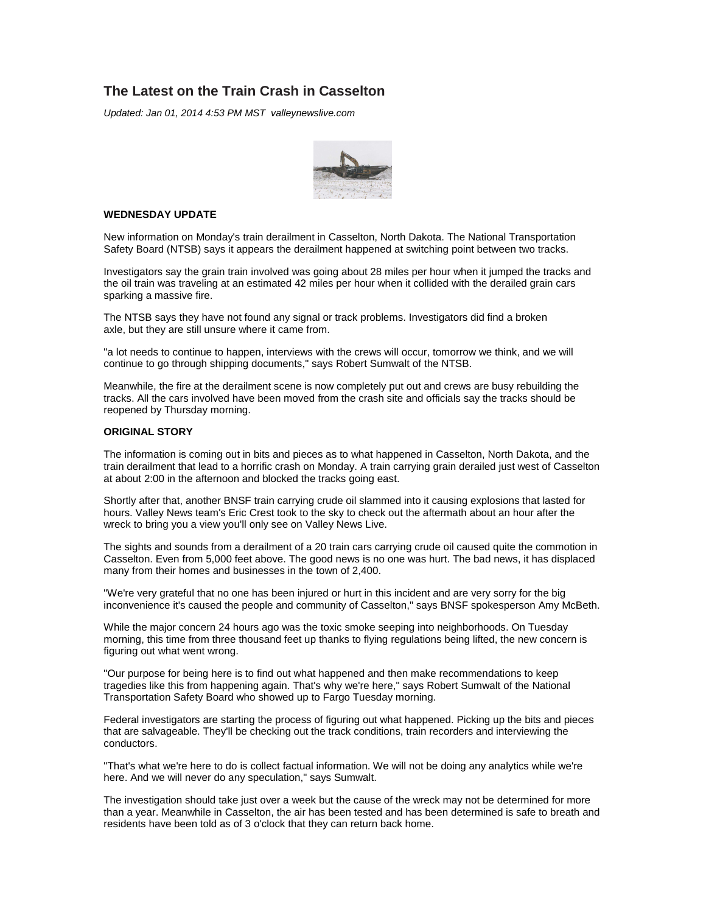# The Latest on the Train Crash in Casselton

*Updated: Jan 01, 2014 4:53 PM MST valleynewslive.com*

**WEDNESDAY UPDATE**

New information on Monday's train derailment in Casselton, North Dakota. The National Transportation Safety Board (NTSB) says it appears the derailment happened at switching point between two tracks.

Investigators say the grain train involved was going about 28 miles per hour when it jumped the tracks and the oil train was traveling at an estimated 42 miles per hour when it collided with the derailed grain cars sparking a massive fire.

The NTSB says they have not found any signal or track problems. Investigators did find a broken axle, but they are still unsure where it came from.

"a lot needs to continue to happen, interviews with the crews will occur, tomorrow we think, and we will continue to go through shipping documents," says Robert Sumwalt of the NTSB.

Meanwhile, the fire at the derailment scene is now completely put out and crews are busy rebuilding the tracks. All the cars involved have been moved from the crash site and officials say the tracks should be reopened by Thursday morning.

**ORIGINAL STORY**

The information is coming out in bits and pieces as to what happened in Casselton, North Dakota, and the train derailment that lead to a horrific crash on Monday. A train carrying grain derailed just west of Casselton at about 2:00 in the afternoon and blocked the tracks going east.

Shortly after that, another BNSF train carrying crude oil slammed into it causing explosions that lasted for hours. Valley News team's Eric Crest took to the sky to check out the aftermath about an hour after the wreck to bring you a view you'll only see on Valley News Live.

The sights and sounds from a derailment of a 20 train cars carrying crude oil caused quite the commotion in Casselton. Even from 5,000 feet above. The good news is no one was hurt. The bad news, it has displaced many from their homes and businesses in the town of 2,400.

"We're very grateful that no one has been injured or hurt in this incident and are very sorry for the big inconvenience it's caused the people and community of Casselton," says BNSF spokesperson Amy McBeth.

While the major concern 24 hours ago was the toxic smoke seeping into neighborhoods. On Tuesday morning, this time from three thousand feet up thanks to flying regulations being lifted, the new concern is figuring out what went wrong.

"Our purpose for being here is to find out what happened and then make recommendations to keep tragedies like this from happening again. That's why we're here," says Robert Sumwalt of the National Transportation Safety Board who showed up to Fargo Tuesday morning.

Federal investigators are starting the process of figuring out what happened. Picking up the bits and pieces that are salvageable. They'll be checking out the track conditions, train recorders and interviewing the conductors.

"That's what we're here to do is collect factual information. We will not be doing any analytics while we're here. And we will never do any speculation," says Sumwalt.

The investigation should take just over a week but the cause of the wreck may not be determined for more than a year. Meanwhile in Casselton, the air has been tested and has been determined is safe to breath and residents have been told as of 3 o'clock that they can return back home.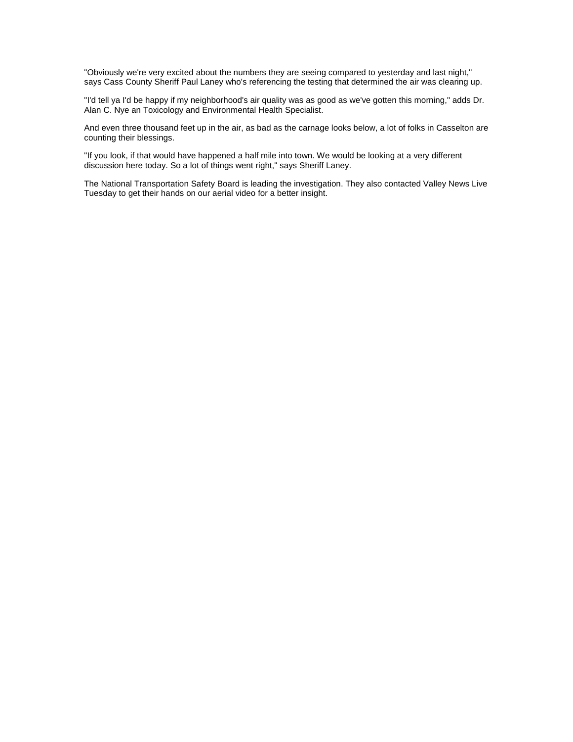"Obviously we're very excited about the numbers they are seeing compared to yesterday and last night," says Cass County Sheriff Paul Laney who's referencing the testing that determined the air was clearing up.

"I'd tell ya I'd be happy if my neighborhood's air quality was as good as we've gotten this morning," adds Dr. Alan C. Nye an Toxicology and Environmental Health Specialist.

And even three thousand feet up in the air, as bad as the carnage looks below, a lot of folks in Casselton are counting their blessings.

"If you look, if that would have happened a half mile into town. We would be looking at a very different discussion here today. So a lot of things went right," says Sheriff Laney.

The National Transportation Safety Board is leading the investigation. They also contacted Valley News Live Tuesday to get their hands on our aerial video for a better insight.